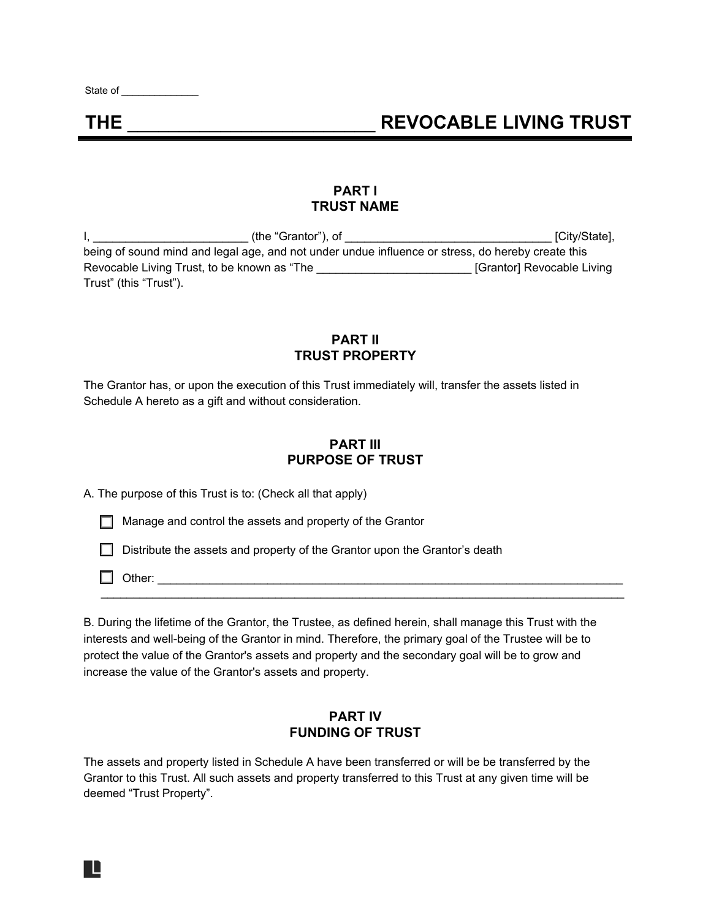State of ______________

# THE __________________________ REVOCABLE LIVING TRUST

## PART I
## TRUST NAME

I, ________________________ (the "Grantor"), of ________________________________ [City/State], being of sound mind and legal age, and not under undue influence or stress, do hereby create this Revocable Living Trust, to be known as "The ________________________ [Grantor] Revocable Living Trust" (this "Trust").

## PART II
## TRUST PROPERTY

The Grantor has, or upon the execution of this Trust immediately will, transfer the assets listed in Schedule A hereto as a gift and without consideration.

## PART III
## PURPOSE OF TRUST

A. The purpose of this Trust is to: (Check all that apply)

☐ Manage and control the assets and property of the Grantor

☐ Distribute the assets and property of the Grantor upon the Grantor's death

☐ Other: ______________________________________________________________________________
______________________________________________________________________________________

B. During the lifetime of the Grantor, the Trustee, as defined herein, shall manage this Trust with the interests and well-being of the Grantor in mind. Therefore, the primary goal of the Trustee will be to protect the value of the Grantor's assets and property and the secondary goal will be to grow and increase the value of the Grantor's assets and property.

## PART IV
## FUNDING OF TRUST

The assets and property listed in Schedule A have been transferred or will be be transferred by the Grantor to this Trust. All such assets and property transferred to this Trust at any given time will be deemed "Trust Property".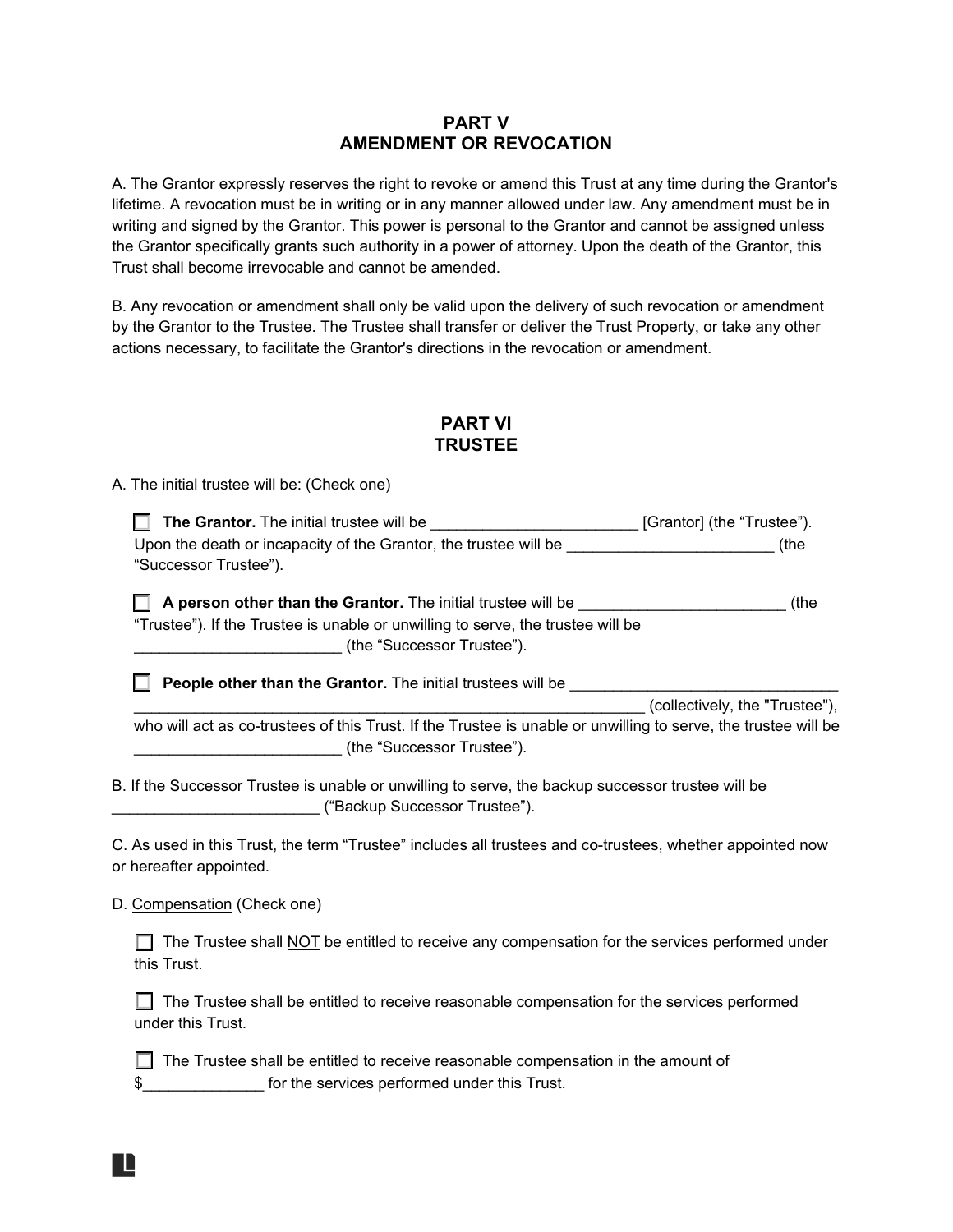## PART V
## AMENDMENT OR REVOCATION

A. The Grantor expressly reserves the right to revoke or amend this Trust at any time during the Grantor's lifetime. A revocation must be in writing or in any manner allowed under law. Any amendment must be in writing and signed by the Grantor. This power is personal to the Grantor and cannot be assigned unless the Grantor specifically grants such authority in a power of attorney. Upon the death of the Grantor, this Trust shall become irrevocable and cannot be amended.

B. Any revocation or amendment shall only be valid upon the delivery of such revocation or amendment by the Grantor to the Trustee. The Trustee shall transfer or deliver the Trust Property, or take any other actions necessary, to facilitate the Grantor's directions in the revocation or amendment.

## PART VI
## TRUSTEE

A. The initial trustee will be: (Check one)

☐ **The Grantor.** The initial trustee will be ________________________ [Grantor] (the "Trustee"). Upon the death or incapacity of the Grantor, the trustee will be ________________________ (the "Successor Trustee").

☐ **A person other than the Grantor.** The initial trustee will be ________________________ (the "Trustee"). If the Trustee is unable or unwilling to serve, the trustee will be ________________________ (the "Successor Trustee").

☐ **People other than the Grantor.** The initial trustees will be ________________________________ ____________________________________________________________ (collectively, the "Trustee"), who will act as co-trustees of this Trust. If the Trustee is unable or unwilling to serve, the trustee will be ________________________ (the "Successor Trustee").

B. If the Successor Trustee is unable or unwilling to serve, the backup successor trustee will be ________________________ ("Backup Successor Trustee").

C. As used in this Trust, the term "Trustee" includes all trustees and co-trustees, whether appointed now or hereafter appointed.

D. Compensation (Check one)

☐ The Trustee shall NOT be entitled to receive any compensation for the services performed under this Trust.

☐ The Trustee shall be entitled to receive reasonable compensation for the services performed under this Trust.

☐ The Trustee shall be entitled to receive reasonable compensation in the amount of $______________ for the services performed under this Trust.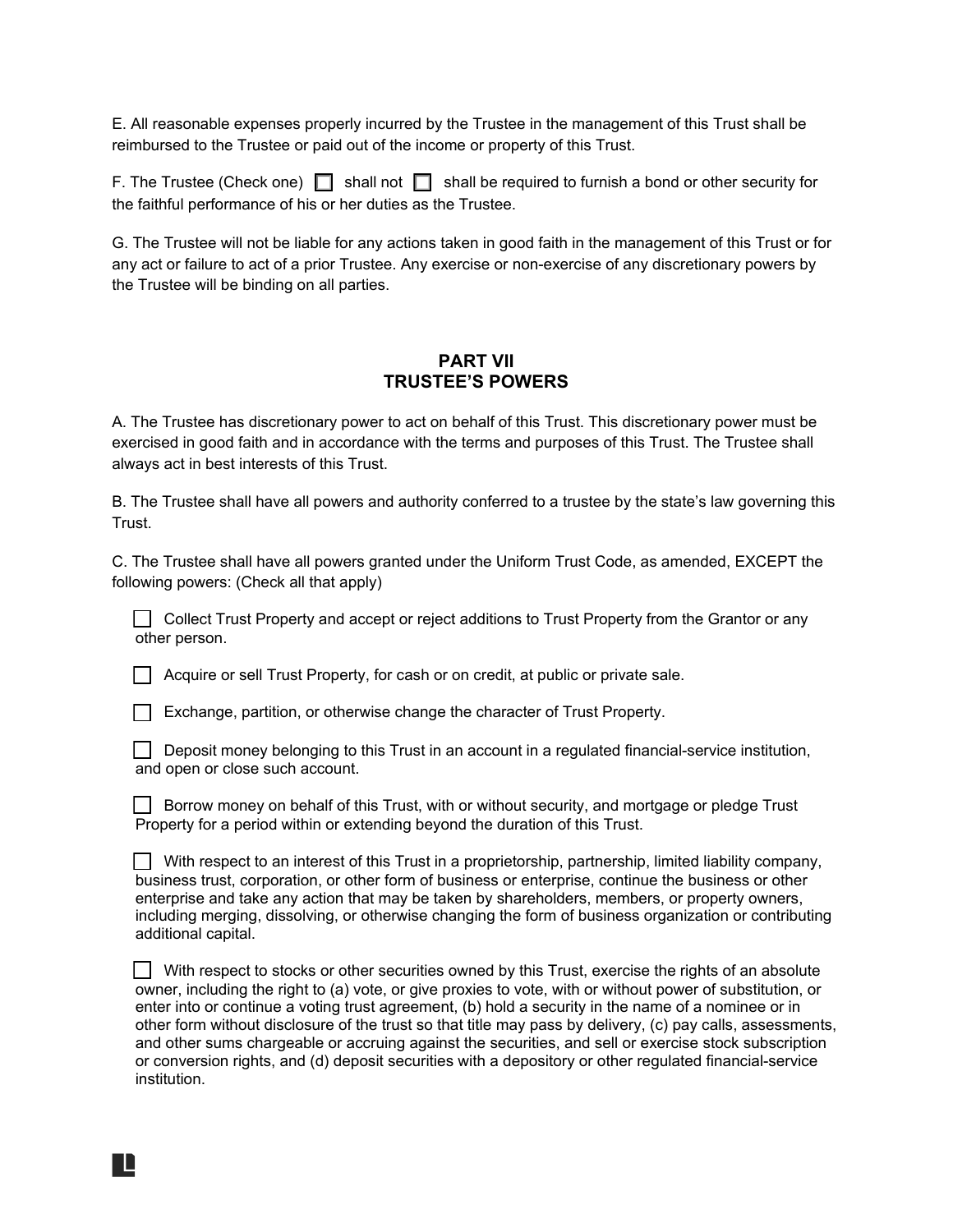E. All reasonable expenses properly incurred by the Trustee in the management of this Trust shall be reimbursed to the Trustee or paid out of the income or property of this Trust.

F. The Trustee (Check one) ☐ shall not ☐ shall be required to furnish a bond or other security for the faithful performance of his or her duties as the Trustee.

G. The Trustee will not be liable for any actions taken in good faith in the management of this Trust or for any act or failure to act of a prior Trustee. Any exercise or non-exercise of any discretionary powers by the Trustee will be binding on all parties.

## PART VII
## TRUSTEE'S POWERS

A. The Trustee has discretionary power to act on behalf of this Trust. This discretionary power must be exercised in good faith and in accordance with the terms and purposes of this Trust. The Trustee shall always act in best interests of this Trust.

B. The Trustee shall have all powers and authority conferred to a trustee by the state's law governing this Trust.

C. The Trustee shall have all powers granted under the Uniform Trust Code, as amended, EXCEPT the following powers: (Check all that apply)

☐ Collect Trust Property and accept or reject additions to Trust Property from the Grantor or any other person.

☐ Acquire or sell Trust Property, for cash or on credit, at public or private sale.

☐ Exchange, partition, or otherwise change the character of Trust Property.

☐ Deposit money belonging to this Trust in an account in a regulated financial-service institution, and open or close such account.

☐ Borrow money on behalf of this Trust, with or without security, and mortgage or pledge Trust Property for a period within or extending beyond the duration of this Trust.

☐ With respect to an interest of this Trust in a proprietorship, partnership, limited liability company, business trust, corporation, or other form of business or enterprise, continue the business or other enterprise and take any action that may be taken by shareholders, members, or property owners, including merging, dissolving, or otherwise changing the form of business organization or contributing additional capital.

☐ With respect to stocks or other securities owned by this Trust, exercise the rights of an absolute owner, including the right to (a) vote, or give proxies to vote, with or without power of substitution, or enter into or continue a voting trust agreement, (b) hold a security in the name of a nominee or in other form without disclosure of the trust so that title may pass by delivery, (c) pay calls, assessments, and other sums chargeable or accruing against the securities, and sell or exercise stock subscription or conversion rights, and (d) deposit securities with a depository or other regulated financial-service institution.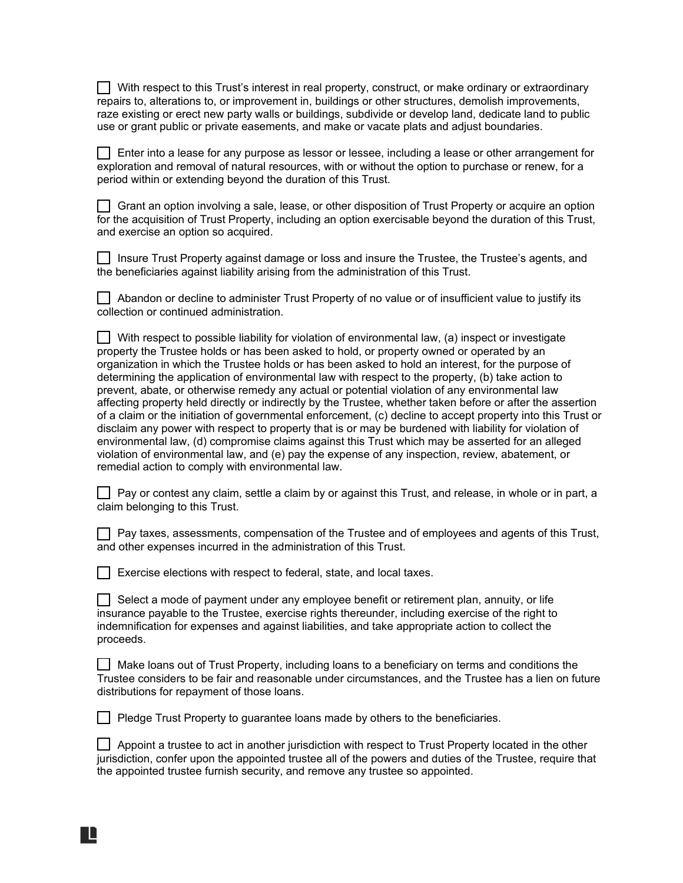☐ With respect to this Trust's interest in real property, construct, or make ordinary or extraordinary repairs to, alterations to, or improvement in, buildings or other structures, demolish improvements, raze existing or erect new party walls or buildings, subdivide or develop land, dedicate land to public use or grant public or private easements, and make or vacate plats and adjust boundaries.

☐ Enter into a lease for any purpose as lessor or lessee, including a lease or other arrangement for exploration and removal of natural resources, with or without the option to purchase or renew, for a period within or extending beyond the duration of this Trust.

☐ Grant an option involving a sale, lease, or other disposition of Trust Property or acquire an option for the acquisition of Trust Property, including an option exercisable beyond the duration of this Trust, and exercise an option so acquired.

☐ Insure Trust Property against damage or loss and insure the Trustee, the Trustee's agents, and the beneficiaries against liability arising from the administration of this Trust.

☐ Abandon or decline to administer Trust Property of no value or of insufficient value to justify its collection or continued administration.

☐ With respect to possible liability for violation of environmental law, (a) inspect or investigate property the Trustee holds or has been asked to hold, or property owned or operated by an organization in which the Trustee holds or has been asked to hold an interest, for the purpose of determining the application of environmental law with respect to the property, (b) take action to prevent, abate, or otherwise remedy any actual or potential violation of any environmental law affecting property held directly or indirectly by the Trustee, whether taken before or after the assertion of a claim or the initiation of governmental enforcement, (c) decline to accept property into this Trust or disclaim any power with respect to property that is or may be burdened with liability for violation of environmental law, (d) compromise claims against this Trust which may be asserted for an alleged violation of environmental law, and (e) pay the expense of any inspection, review, abatement, or remedial action to comply with environmental law.

☐ Pay or contest any claim, settle a claim by or against this Trust, and release, in whole or in part, a claim belonging to this Trust.

☐ Pay taxes, assessments, compensation of the Trustee and of employees and agents of this Trust, and other expenses incurred in the administration of this Trust.

☐ Exercise elections with respect to federal, state, and local taxes.

☐ Select a mode of payment under any employee benefit or retirement plan, annuity, or life insurance payable to the Trustee, exercise rights thereunder, including exercise of the right to indemnification for expenses and against liabilities, and take appropriate action to collect the proceeds.

☐ Make loans out of Trust Property, including loans to a beneficiary on terms and conditions the Trustee considers to be fair and reasonable under circumstances, and the Trustee has a lien on future distributions for repayment of those loans.

☐ Pledge Trust Property to guarantee loans made by others to the beneficiaries.

☐ Appoint a trustee to act in another jurisdiction with respect to Trust Property located in the other jurisdiction, confer upon the appointed trustee all of the powers and duties of the Trustee, require that the appointed trustee furnish security, and remove any trustee so appointed.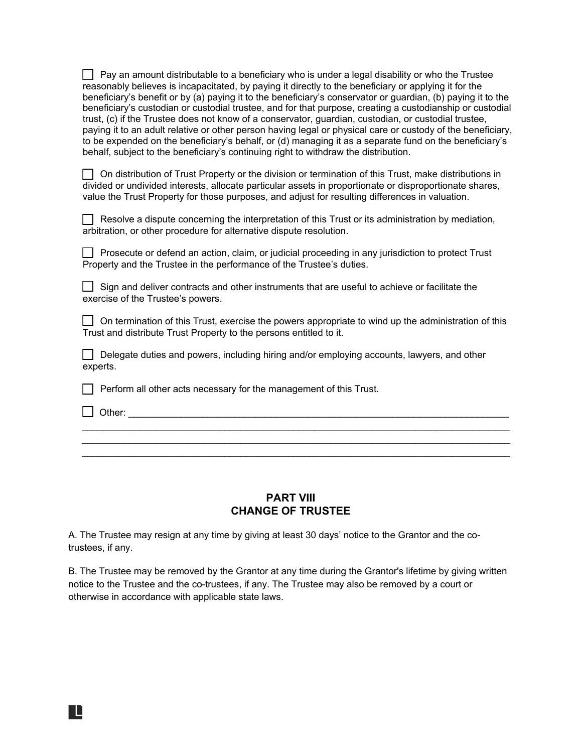- [ ] Pay an amount distributable to a beneficiary who is under a legal disability or who the Trustee reasonably believes is incapacitated, by paying it directly to the beneficiary or applying it for the beneficiary's benefit or by (a) paying it to the beneficiary's conservator or guardian, (b) paying it to the beneficiary's custodian or custodial trustee, and for that purpose, creating a custodianship or custodial trust, (c) if the Trustee does not know of a conservator, guardian, custodian, or custodial trustee, paying it to an adult relative or other person having legal or physical care or custody of the beneficiary, to be expended on the beneficiary's behalf, or (d) managing it as a separate fund on the beneficiary's behalf, subject to the beneficiary's continuing right to withdraw the distribution.

- [ ] On distribution of Trust Property or the division or termination of this Trust, make distributions in divided or undivided interests, allocate particular assets in proportionate or disproportionate shares, value the Trust Property for those purposes, and adjust for resulting differences in valuation.

- [ ] Resolve a dispute concerning the interpretation of this Trust or its administration by mediation, arbitration, or other procedure for alternative dispute resolution.

- [ ] Prosecute or defend an action, claim, or judicial proceeding in any jurisdiction to protect Trust Property and the Trustee in the performance of the Trustee's duties.

- [ ] Sign and deliver contracts and other instruments that are useful to achieve or facilitate the exercise of the Trustee's powers.

- [ ] On termination of this Trust, exercise the powers appropriate to wind up the administration of this Trust and distribute Trust Property to the persons entitled to it.

- [ ] Delegate duties and powers, including hiring and/or employing accounts, lawyers, and other experts.

- [ ] Perform all other acts necessary for the management of this Trust.

- [ ] Other: ____________________________________________________________________________
______________________________________________________________________________________
______________________________________________________________________________________
______________________________________________________________________________________

## PART VIII
## CHANGE OF TRUSTEE

A. The Trustee may resign at any time by giving at least 30 days' notice to the Grantor and the co-trustees, if any.

B. The Trustee may be removed by the Grantor at any time during the Grantor's lifetime by giving written notice to the Trustee and the co-trustees, if any. The Trustee may also be removed by a court or otherwise in accordance with applicable state laws.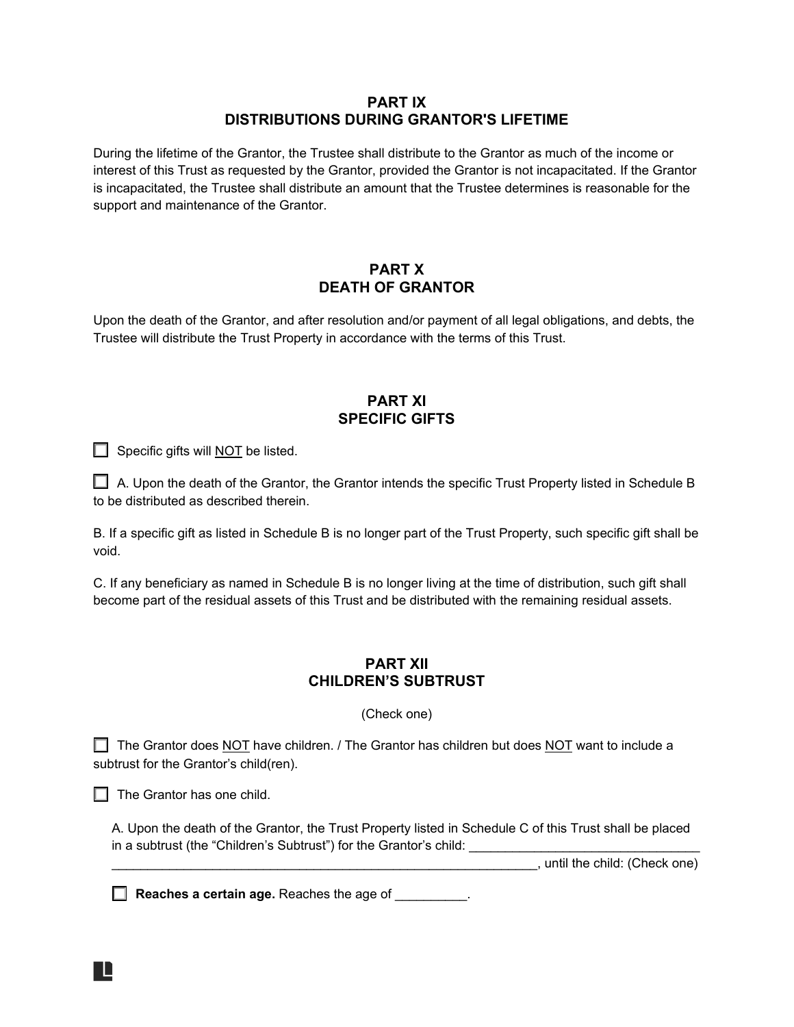## PART IX
## DISTRIBUTIONS DURING GRANTOR'S LIFETIME

During the lifetime of the Grantor, the Trustee shall distribute to the Grantor as much of the income or interest of this Trust as requested by the Grantor, provided the Grantor is not incapacitated. If the Grantor is incapacitated, the Trustee shall distribute an amount that the Trustee determines is reasonable for the support and maintenance of the Grantor.

## PART X
## DEATH OF GRANTOR

Upon the death of the Grantor, and after resolution and/or payment of all legal obligations, and debts, the Trustee will distribute the Trust Property in accordance with the terms of this Trust.

## PART XI
## SPECIFIC GIFTS

☐ Specific gifts will NOT be listed.

☐ A. Upon the death of the Grantor, the Grantor intends the specific Trust Property listed in Schedule B to be distributed as described therein.

B. If a specific gift as listed in Schedule B is no longer part of the Trust Property, such specific gift shall be void.

C. If any beneficiary as named in Schedule B is no longer living at the time of distribution, such gift shall become part of the residual assets of this Trust and be distributed with the remaining residual assets.

## PART XII
## CHILDREN'S SUBTRUST

(Check one)

☐ The Grantor does NOT have children. / The Grantor has children but does NOT want to include a subtrust for the Grantor's child(ren).

☐ The Grantor has one child.

A. Upon the death of the Grantor, the Trust Property listed in Schedule C of this Trust shall be placed in a subtrust (the "Children's Subtrust") for the Grantor's child: ________________________________ ______________________________________________________________, until the child: (Check one)

☐ **Reaches a certain age.** Reaches the age of __________.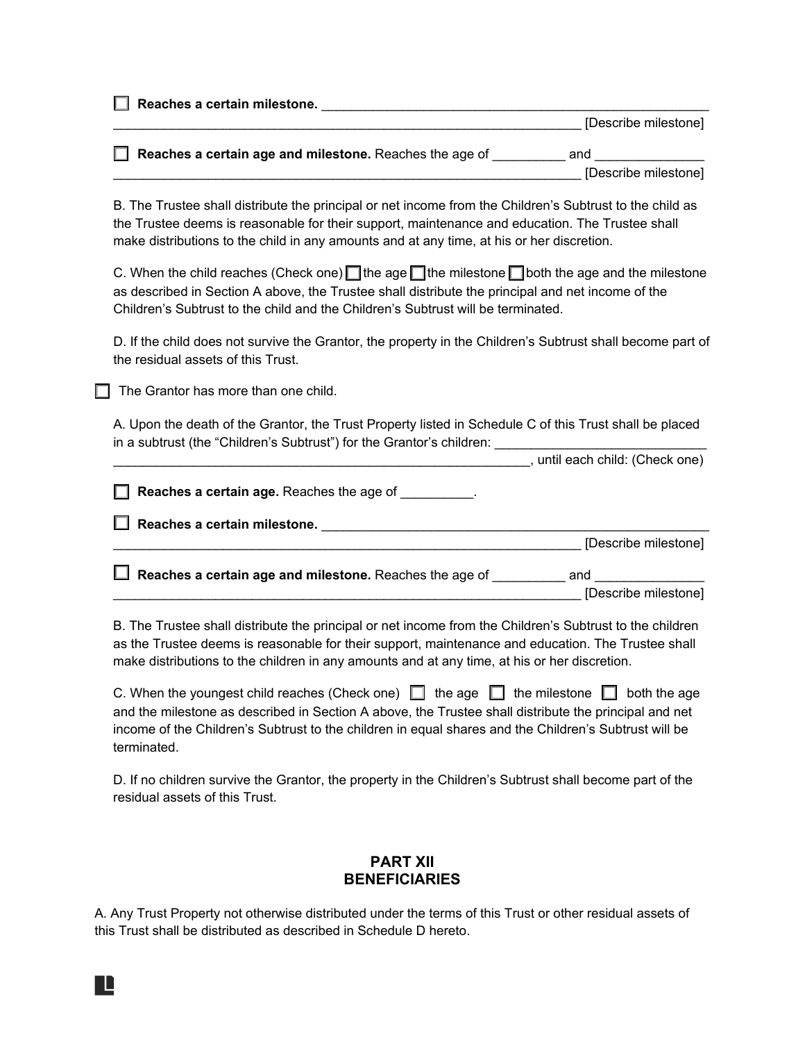☐ **Reaches a certain milestone.** ______________________________________________________
______________________________________________________________ [Describe milestone]

☐ **Reaches a certain age and milestone.** Reaches the age of __________ and ______________
______________________________________________________________ [Describe milestone]

B. The Trustee shall distribute the principal or net income from the Children's Subtrust to the child as the Trustee deems is reasonable for their support, maintenance and education. The Trustee shall make distributions to the child in any amounts and at any time, at his or her discretion.

C. When the child reaches (Check one) ☐ the age ☐ the milestone ☐ both the age and the milestone as described in Section A above, the Trustee shall distribute the principal and net income of the Children's Subtrust to the child and the Children's Subtrust will be terminated.

D. If the child does not survive the Grantor, the property in the Children's Subtrust shall become part of the residual assets of this Trust.

☐ The Grantor has more than one child.

A. Upon the death of the Grantor, the Trust Property listed in Schedule C of this Trust shall be placed in a subtrust (the "Children's Subtrust") for the Grantor's children: ____________________________
__________________________________________________________, until each child: (Check one)

☐ **Reaches a certain age.** Reaches the age of __________.

☐ **Reaches a certain milestone.** ______________________________________________________
______________________________________________________________ [Describe milestone]

☐ **Reaches a certain age and milestone.** Reaches the age of __________ and ______________
______________________________________________________________ [Describe milestone]

B. The Trustee shall distribute the principal or net income from the Children's Subtrust to the children as the Trustee deems is reasonable for their support, maintenance and education. The Trustee shall make distributions to the children in any amounts and at any time, at his or her discretion.

C. When the youngest child reaches (Check one) ☐ the age ☐ the milestone ☐ both the age and the milestone as described in Section A above, the Trustee shall distribute the principal and net income of the Children's Subtrust to the children in equal shares and the Children's Subtrust will be terminated.

D. If no children survive the Grantor, the property in the Children's Subtrust shall become part of the residual assets of this Trust.

## PART XII
## BENEFICIARIES

A. Any Trust Property not otherwise distributed under the terms of this Trust or other residual assets of this Trust shall be distributed as described in Schedule D hereto.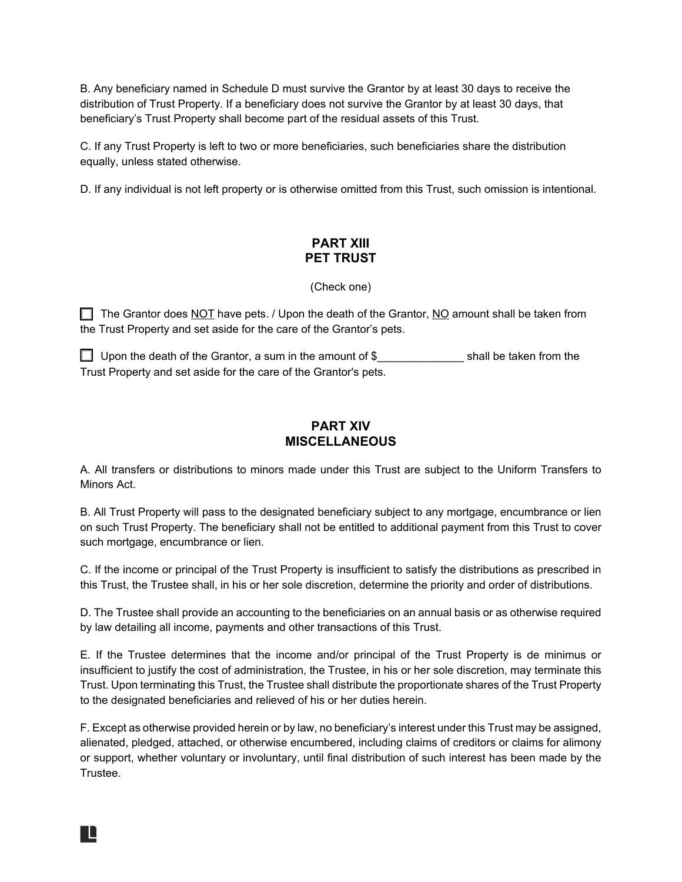B. Any beneficiary named in Schedule D must survive the Grantor by at least 30 days to receive the distribution of Trust Property. If a beneficiary does not survive the Grantor by at least 30 days, that beneficiary's Trust Property shall become part of the residual assets of this Trust.

C. If any Trust Property is left to two or more beneficiaries, such beneficiaries share the distribution equally, unless stated otherwise.

D. If any individual is not left property or is otherwise omitted from this Trust, such omission is intentional.

## PART XIII
## PET TRUST

(Check one)

☐ The Grantor does NOT have pets. / Upon the death of the Grantor, NO amount shall be taken from the Trust Property and set aside for the care of the Grantor's pets.

☐ Upon the death of the Grantor, a sum in the amount of $______________ shall be taken from the Trust Property and set aside for the care of the Grantor's pets.

## PART XIV
## MISCELLANEOUS

A. All transfers or distributions to minors made under this Trust are subject to the Uniform Transfers to Minors Act.

B. All Trust Property will pass to the designated beneficiary subject to any mortgage, encumbrance or lien on such Trust Property. The beneficiary shall not be entitled to additional payment from this Trust to cover such mortgage, encumbrance or lien.

C. If the income or principal of the Trust Property is insufficient to satisfy the distributions as prescribed in this Trust, the Trustee shall, in his or her sole discretion, determine the priority and order of distributions.

D. The Trustee shall provide an accounting to the beneficiaries on an annual basis or as otherwise required by law detailing all income, payments and other transactions of this Trust.

E. If the Trustee determines that the income and/or principal of the Trust Property is de minimus or insufficient to justify the cost of administration, the Trustee, in his or her sole discretion, may terminate this Trust. Upon terminating this Trust, the Trustee shall distribute the proportionate shares of the Trust Property to the designated beneficiaries and relieved of his or her duties herein.

F. Except as otherwise provided herein or by law, no beneficiary's interest under this Trust may be assigned, alienated, pledged, attached, or otherwise encumbered, including claims of creditors or claims for alimony or support, whether voluntary or involuntary, until final distribution of such interest has been made by the Trustee.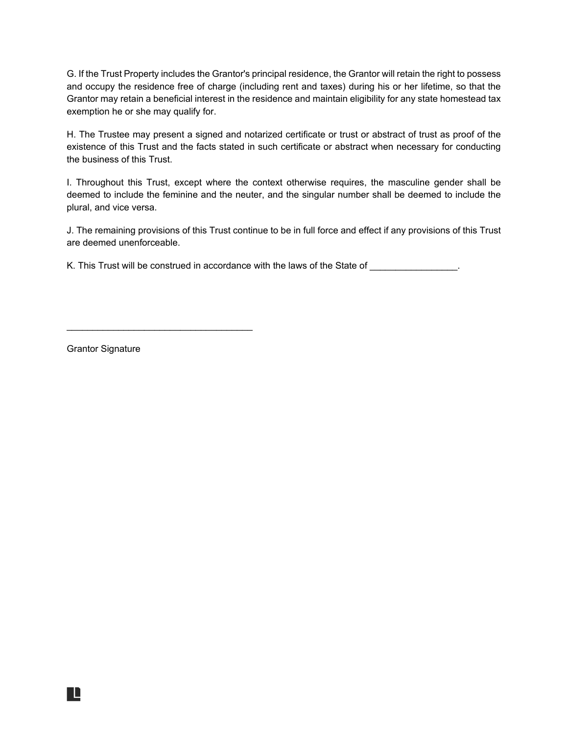G. If the Trust Property includes the Grantor's principal residence, the Grantor will retain the right to possess and occupy the residence free of charge (including rent and taxes) during his or her lifetime, so that the Grantor may retain a beneficial interest in the residence and maintain eligibility for any state homestead tax exemption he or she may qualify for.

H. The Trustee may present a signed and notarized certificate or trust or abstract of trust as proof of the existence of this Trust and the facts stated in such certificate or abstract when necessary for conducting the business of this Trust.

I. Throughout this Trust, except where the context otherwise requires, the masculine gender shall be deemed to include the feminine and the neuter, and the singular number shall be deemed to include the plural, and vice versa.

J. The remaining provisions of this Trust continue to be in full force and effect if any provisions of this Trust are deemed unenforceable.

K. This Trust will be construed in accordance with the laws of the State of _________________.

____________________________________

Grantor Signature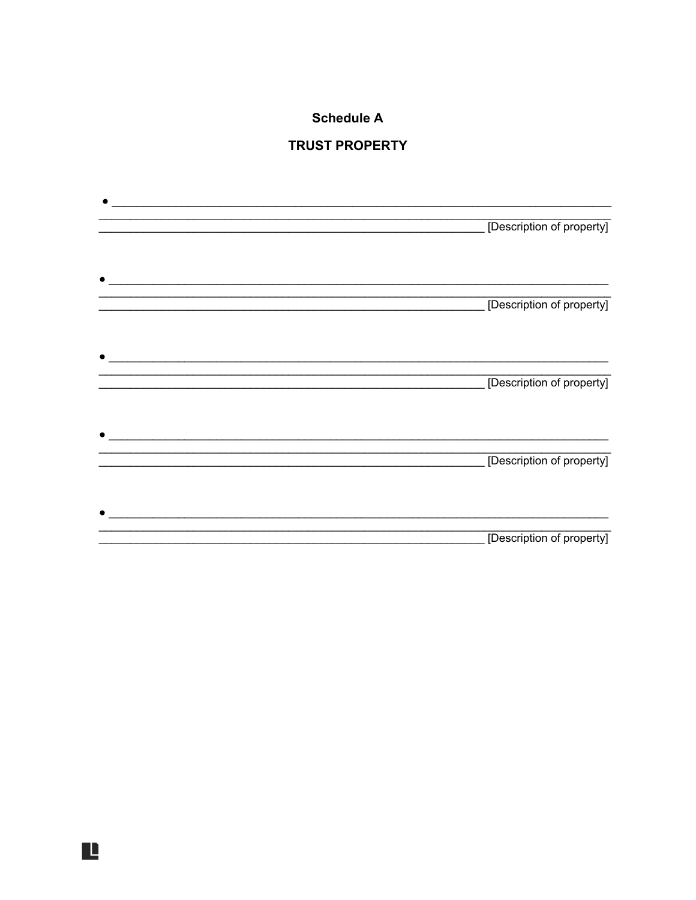## Schedule A

## TRUST PROPERTY

- ___________________________________________________________________________
___________________________________________________________________________
___________________________________________________________ [Description of property]

- ___________________________________________________________________________
___________________________________________________________________________
___________________________________________________________ [Description of property]

- ___________________________________________________________________________
___________________________________________________________________________
___________________________________________________________ [Description of property]

- ___________________________________________________________________________
___________________________________________________________________________
___________________________________________________________ [Description of property]

- ___________________________________________________________________________
___________________________________________________________________________
___________________________________________________________ [Description of property]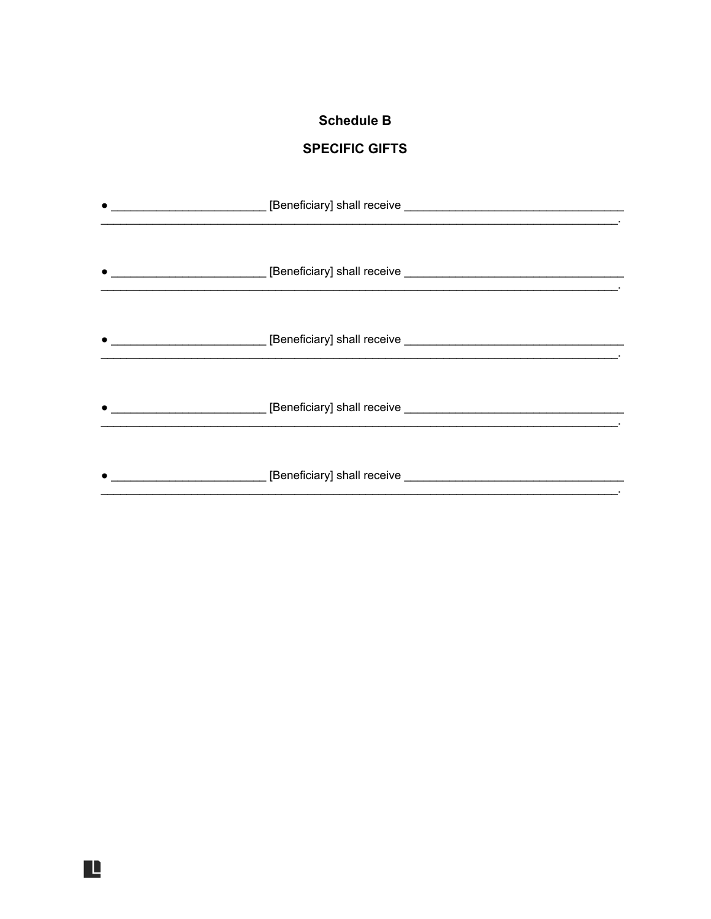## Schedule B

## SPECIFIC GIFTS

- ________________________ [Beneficiary] shall receive __________________________________ ________________________________________________________________________________.

- ________________________ [Beneficiary] shall receive __________________________________ ________________________________________________________________________________.

- ________________________ [Beneficiary] shall receive __________________________________ ________________________________________________________________________________.

- ________________________ [Beneficiary] shall receive __________________________________ ________________________________________________________________________________.

- ________________________ [Beneficiary] shall receive __________________________________ ________________________________________________________________________________.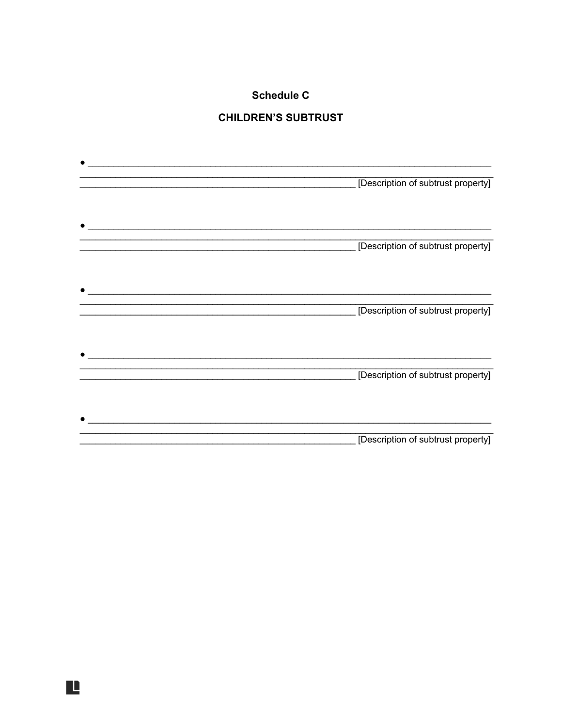**Schedule C**

**CHILDREN'S SUBTRUST**

- ______________________________________________________________________________
______________________________________________________________________________
____________________________________________________ [Description of subtrust property]

- ______________________________________________________________________________
______________________________________________________________________________
____________________________________________________ [Description of subtrust property]

- ______________________________________________________________________________
______________________________________________________________________________
____________________________________________________ [Description of subtrust property]

- ______________________________________________________________________________
______________________________________________________________________________
____________________________________________________ [Description of subtrust property]

- ______________________________________________________________________________
______________________________________________________________________________
____________________________________________________ [Description of subtrust property]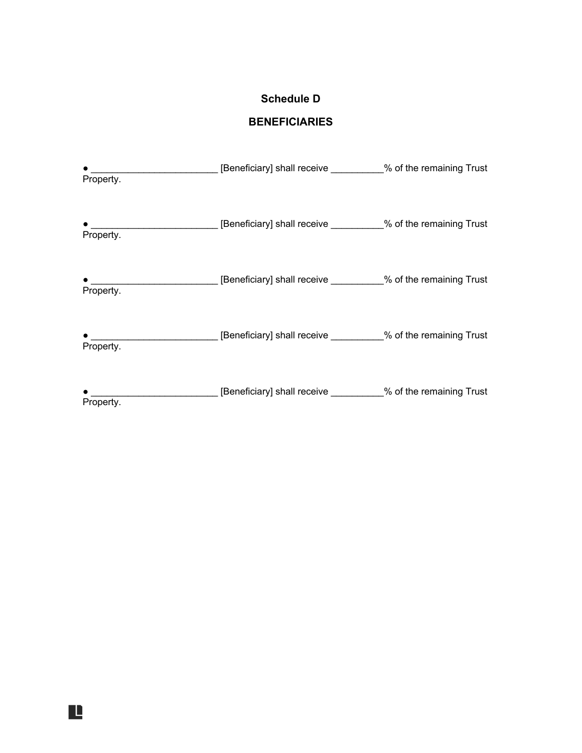# Schedule D

## BENEFICIARIES

- ________________________ [Beneficiary] shall receive __________% of the remaining Trust Property.

- ________________________ [Beneficiary] shall receive __________% of the remaining Trust Property.

- ________________________ [Beneficiary] shall receive __________% of the remaining Trust Property.

- ________________________ [Beneficiary] shall receive __________% of the remaining Trust Property.

- ________________________ [Beneficiary] shall receive __________% of the remaining Trust Property.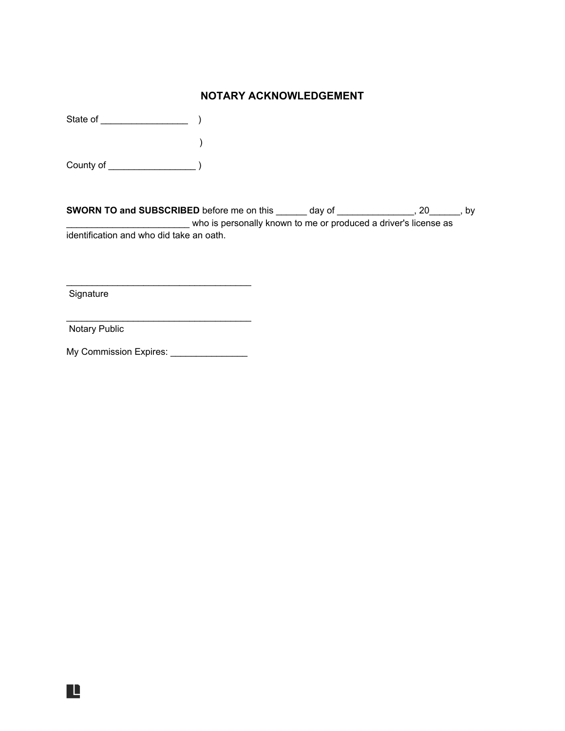# NOTARY ACKNOWLEDGEMENT

State of _________________ )

)

County of _________________ )

**SWORN TO and SUBSCRIBED** before me on this ______ day of _______________, 20______, by _________________________ who is personally known to me or produced a driver's license as identification and who did take an oath.

_____________________________________
Signature

_____________________________________
Notary Public

My Commission Expires: _______________